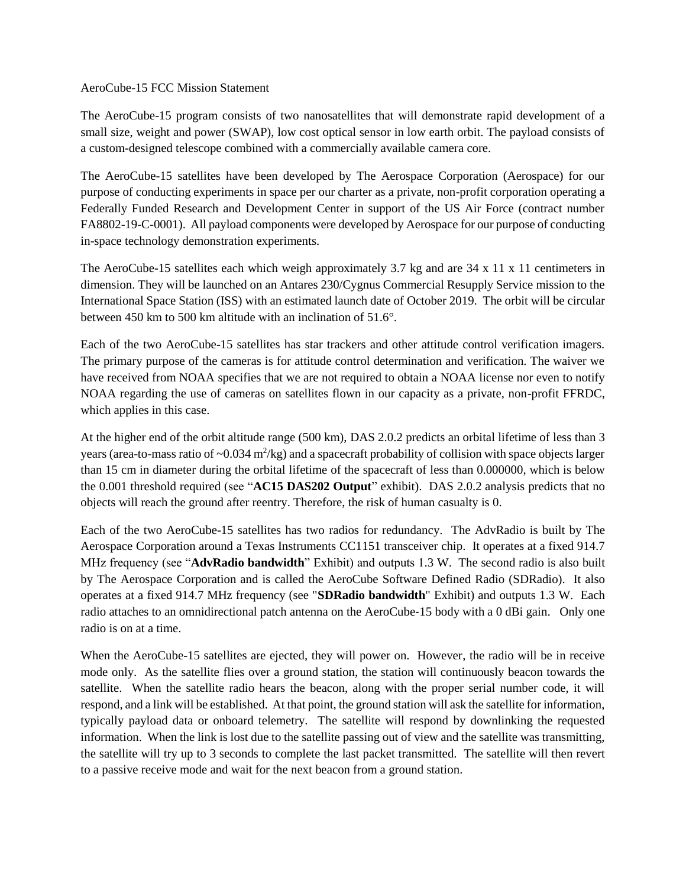AeroCube-15 FCC Mission Statement

The AeroCube-15 program consists of two nanosatellites that will demonstrate rapid development of a small size, weight and power (SWAP), low cost optical sensor in low earth orbit. The payload consists of a custom-designed telescope combined with a commercially available camera core.

The AeroCube-15 satellites have been developed by The Aerospace Corporation (Aerospace) for our purpose of conducting experiments in space per our charter as a private, non-profit corporation operating a Federally Funded Research and Development Center in support of the US Air Force (contract number FA8802-19-C-0001). All payload components were developed by Aerospace for our purpose of conducting in-space technology demonstration experiments.

The AeroCube-15 satellites each which weigh approximately 3.7 kg and are 34 x 11 x 11 centimeters in dimension. They will be launched on an Antares 230/Cygnus Commercial Resupply Service mission to the International Space Station (ISS) with an estimated launch date of October 2019. The orbit will be circular between 450 km to 500 km altitude with an inclination of 51.6°.

Each of the two AeroCube-15 satellites has star trackers and other attitude control verification imagers. The primary purpose of the cameras is for attitude control determination and verification. The waiver we have received from NOAA specifies that we are not required to obtain a NOAA license nor even to notify NOAA regarding the use of cameras on satellites flown in our capacity as a private, non-profit FFRDC, which applies in this case.

At the higher end of the orbit altitude range (500 km), DAS 2.0.2 predicts an orbital lifetime of less than 3 years (area-to-mass ratio of ~0.034 $m^2$/kg) and a spacecraft probability of collision with space objects larger than 15 cm in diameter during the orbital lifetime of the spacecraft of less than 0.000000, which is below the 0.001 threshold required (see "**AC15 DAS202 Output**" exhibit). DAS 2.0.2 analysis predicts that no objects will reach the ground after reentry. Therefore, the risk of human casualty is 0.

Each of the two AeroCube-15 satellites has two radios for redundancy. The AdvRadio is built by The Aerospace Corporation around a Texas Instruments CC1151 transceiver chip. It operates at a fixed 914.7 MHz frequency (see "**AdvRadio bandwidth**" Exhibit) and outputs 1.3 W. The second radio is also built by The Aerospace Corporation and is called the AeroCube Software Defined Radio (SDRadio). It also operates at a fixed 914.7 MHz frequency (see "**SDRadio bandwidth**" Exhibit) and outputs 1.3 W. Each radio attaches to an omnidirectional patch antenna on the AeroCube-15 body with a 0 dBi gain. Only one radio is on at a time.

When the AeroCube-15 satellites are ejected, they will power on. However, the radio will be in receive mode only. As the satellite flies over a ground station, the station will continuously beacon towards the satellite. When the satellite radio hears the beacon, along with the proper serial number code, it will respond, and a link will be established. At that point, the ground station will ask the satellite for information, typically payload data or onboard telemetry. The satellite will respond by downlinking the requested information. When the link is lost due to the satellite passing out of view and the satellite was transmitting, the satellite will try up to 3 seconds to complete the last packet transmitted. The satellite will then revert to a passive receive mode and wait for the next beacon from a ground station.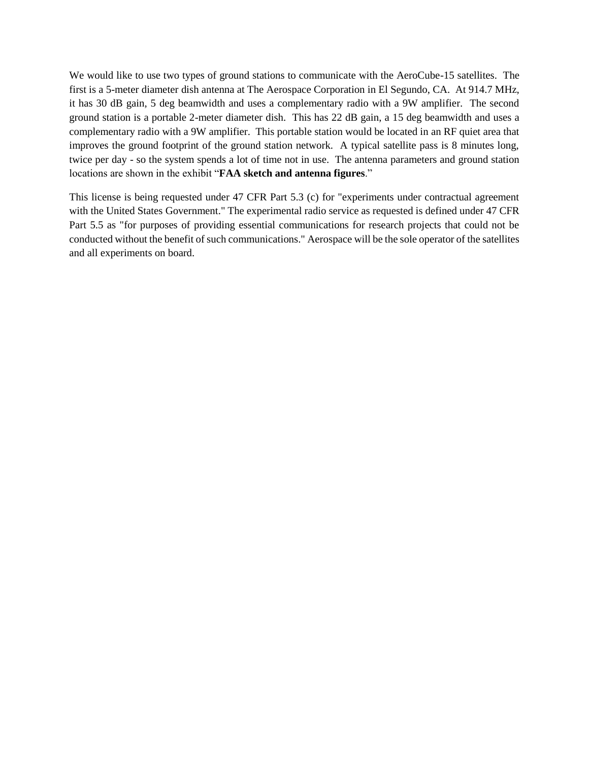We would like to use two types of ground stations to communicate with the AeroCube-15 satellites. The first is a 5-meter diameter dish antenna at The Aerospace Corporation in El Segundo, CA. At 914.7 MHz, it has 30 dB gain, 5 deg beamwidth and uses a complementary radio with a 9W amplifier. The second ground station is a portable 2-meter diameter dish. This has 22 dB gain, a 15 deg beamwidth and uses a complementary radio with a 9W amplifier. This portable station would be located in an RF quiet area that improves the ground footprint of the ground station network. A typical satellite pass is 8 minutes long, twice per day - so the system spends a lot of time not in use. The antenna parameters and ground station locations are shown in the exhibit "**FAA sketch and antenna figures**."

This license is being requested under 47 CFR Part 5.3 (c) for "experiments under contractual agreement with the United States Government." The experimental radio service as requested is defined under 47 CFR Part 5.5 as "for purposes of providing essential communications for research projects that could not be conducted without the benefit of such communications." Aerospace will be the sole operator of the satellites and all experiments on board.